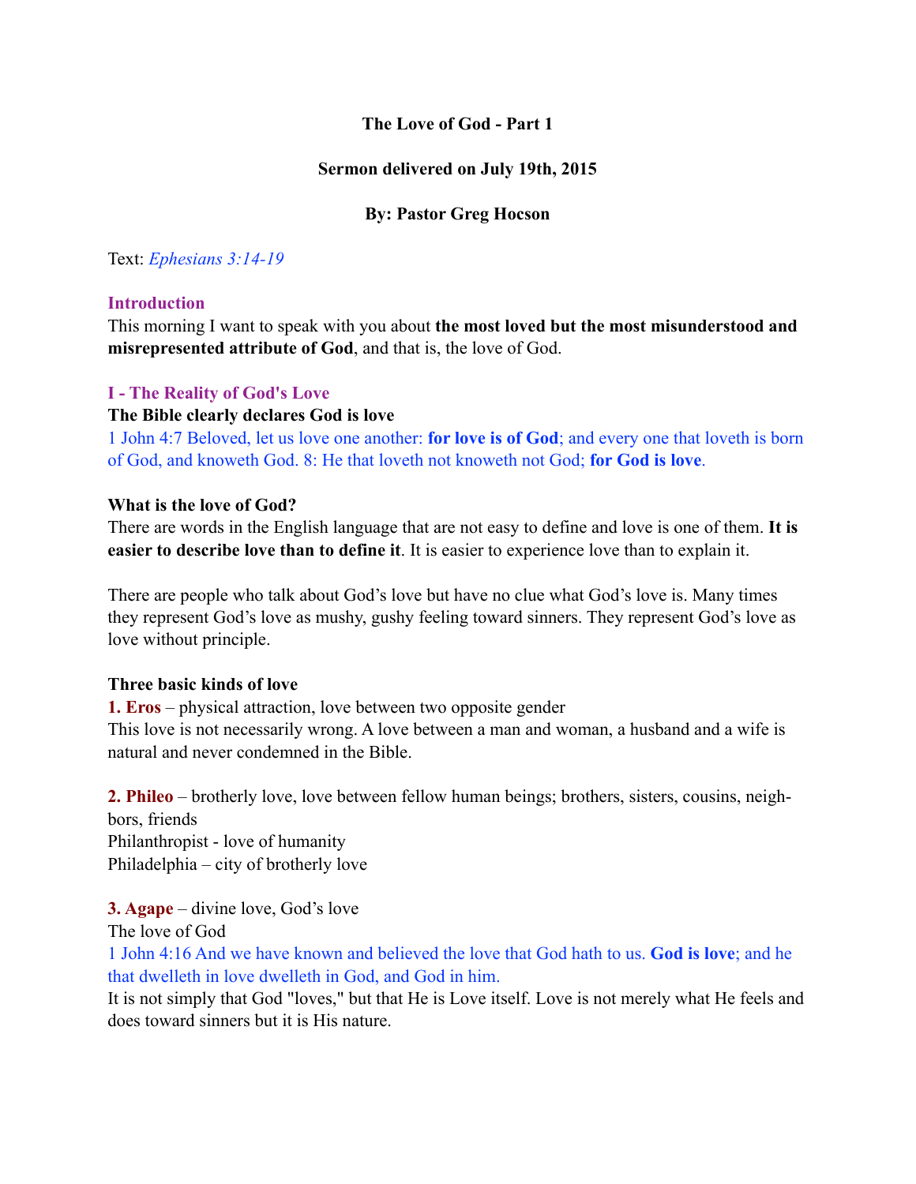**The Love of God - Part 1**

**Sermon delivered on July 19th, 2015**

**By: Pastor Greg Hocson**

Text: *Ephesians 3:14-19*

## Introduction

This morning I want to speak with you about **the most loved but the most misunderstood and misrepresented attribute of God**, and that is, the love of God.

## I - The Reality of God's Love

**The Bible clearly declares God is love**

1 John 4:7 Beloved, let us love one another: **for love is of God**; and every one that loveth is born of God, and knoweth God. 8: He that loveth not knoweth not God; **for God is love**.

**What is the love of God?**

There are words in the English language that are not easy to define and love is one of them. **It is easier to describe love than to define it**. It is easier to experience love than to explain it.

There are people who talk about God's love but have no clue what God's love is. Many times they represent God's love as mushy, gushy feeling toward sinners. They represent God's love as love without principle.

**Three basic kinds of love**

**1. Eros** – physical attraction, love between two opposite gender
This love is not necessarily wrong. A love between a man and woman, a husband and a wife is natural and never condemned in the Bible.

**2. Phileo** – brotherly love, love between fellow human beings; brothers, sisters, cousins, neighbors, friends
Philanthropist - love of humanity
Philadelphia – city of brotherly love

**3. Agape** – divine love, God's love
The love of God
1 John 4:16 And we have known and believed the love that God hath to us. **God is love**; and he that dwelleth in love dwelleth in God, and God in him.
It is not simply that God "loves," but that He is Love itself. Love is not merely what He feels and does toward sinners but it is His nature.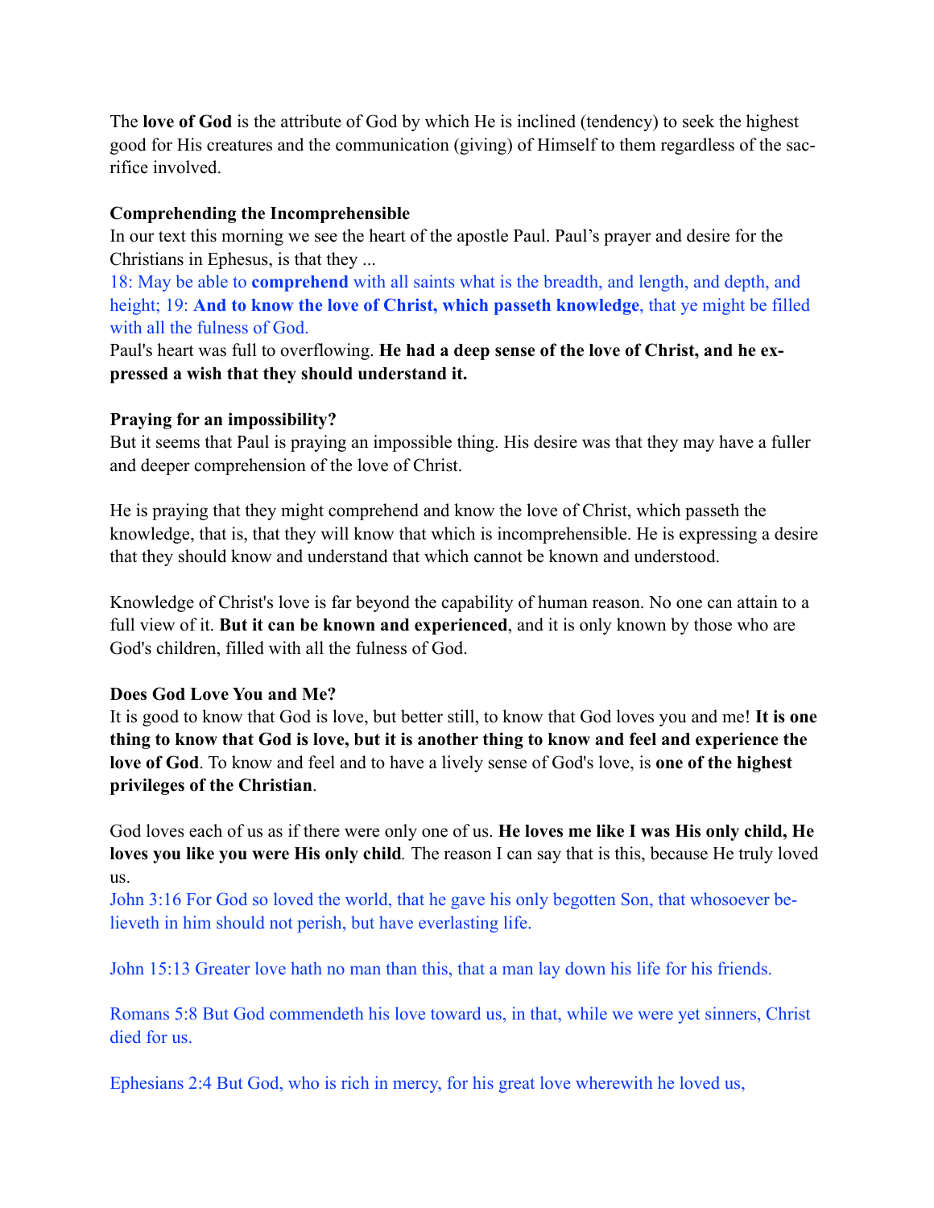The **love of God** is the attribute of God by which He is inclined (tendency) to seek the highest good for His creatures and the communication (giving) of Himself to them regardless of the sacrifice involved.

**Comprehending the Incomprehensible**

In our text this morning we see the heart of the apostle Paul. Paul's prayer and desire for the Christians in Ephesus, is that they ...

18: May be able to **comprehend** with all saints what is the breadth, and length, and depth, and height; 19: **And to know the love of Christ, which passeth knowledge**, that ye might be filled with all the fulness of God.

Paul's heart was full to overflowing. **He had a deep sense of the love of Christ, and he expressed a wish that they should understand it.**

**Praying for an impossibility?**

But it seems that Paul is praying an impossible thing. His desire was that they may have a fuller and deeper comprehension of the love of Christ.

He is praying that they might comprehend and know the love of Christ, which passeth the knowledge, that is, that they will know that which is incomprehensible. He is expressing a desire that they should know and understand that which cannot be known and understood.

Knowledge of Christ's love is far beyond the capability of human reason. No one can attain to a full view of it. **But it can be known and experienced**, and it is only known by those who are God's children, filled with all the fulness of God.

**Does God Love You and Me?**

It is good to know that God is love, but better still, to know that God loves you and me! **It is one thing to know that God is love, but it is another thing to know and feel and experience the love of God**. To know and feel and to have a lively sense of God's love, is **one of the highest privileges of the Christian**.

God loves each of us as if there were only one of us. **He loves me like I was His only child, He loves you like you were His only child**. The reason I can say that is this, because He truly loved us.

John 3:16 For God so loved the world, that he gave his only begotten Son, that whosoever believeth in him should not perish, but have everlasting life.

John 15:13 Greater love hath no man than this, that a man lay down his life for his friends.

Romans 5:8 But God commendeth his love toward us, in that, while we were yet sinners, Christ died for us.

Ephesians 2:4 But God, who is rich in mercy, for his great love wherewith he loved us,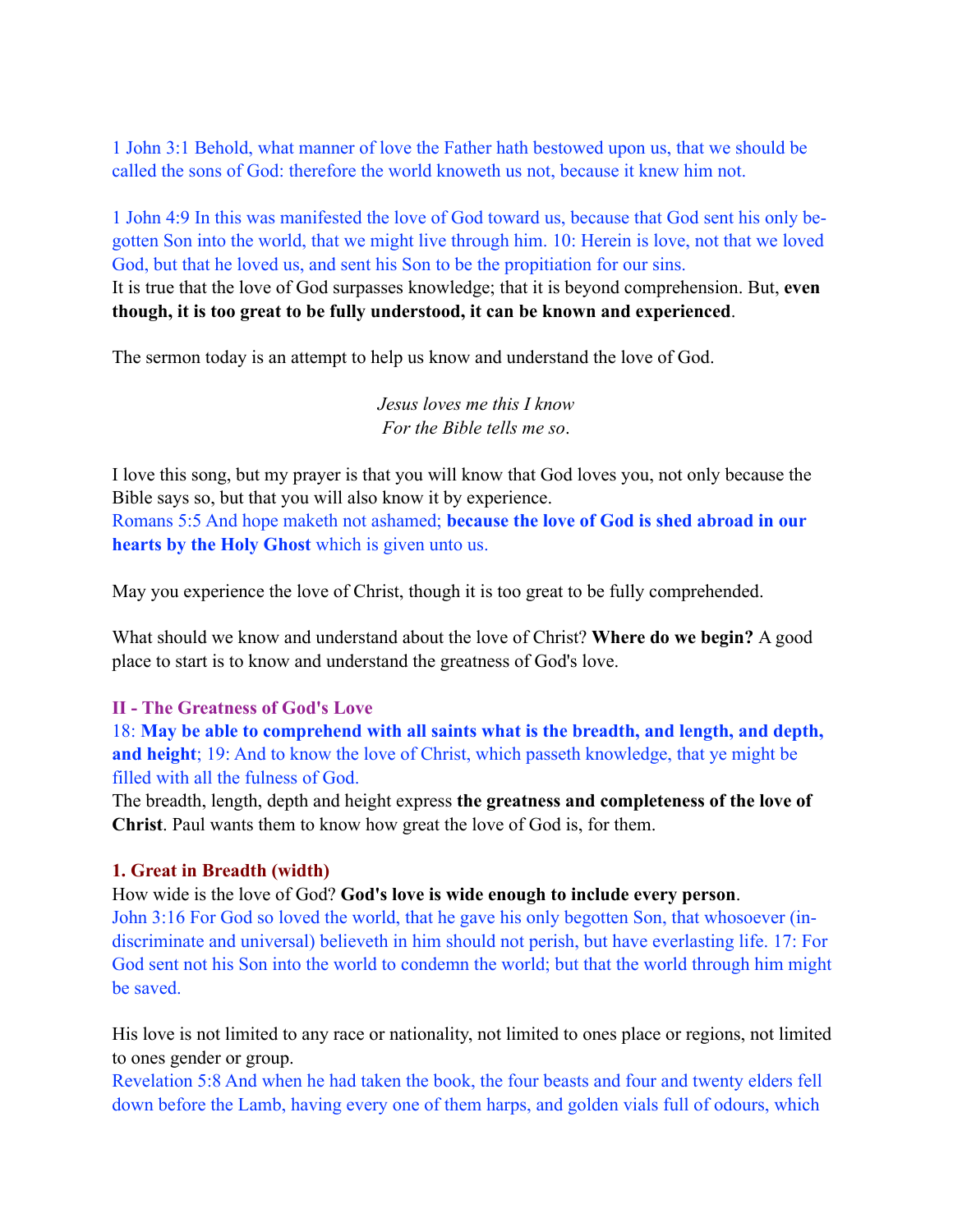1 John 3:1 Behold, what manner of love the Father hath bestowed upon us, that we should be called the sons of God: therefore the world knoweth us not, because it knew him not.

1 John 4:9 In this was manifested the love of God toward us, because that God sent his only begotten Son into the world, that we might live through him. 10: Herein is love, not that we loved God, but that he loved us, and sent his Son to be the propitiation for our sins.
It is true that the love of God surpasses knowledge; that it is beyond comprehension. But, **even though, it is too great to be fully understood, it can be known and experienced**.

The sermon today is an attempt to help us know and understand the love of God.

*Jesus loves me this I know*
*For the Bible tells me so*.

I love this song, but my prayer is that you will know that God loves you, not only because the Bible says so, but that you will also know it by experience.
Romans 5:5 And hope maketh not ashamed; **because the love of God is shed abroad in our hearts by the Holy Ghost** which is given unto us.

May you experience the love of Christ, though it is too great to be fully comprehended.

What should we know and understand about the love of Christ? **Where do we begin?** A good place to start is to know and understand the greatness of God's love.

## II - The Greatness of God's Love

18: **May be able to comprehend with all saints what is the breadth, and length, and depth, and height**; 19: And to know the love of Christ, which passeth knowledge, that ye might be filled with all the fulness of God.
The breadth, length, depth and height express **the greatness and completeness of the love of Christ**. Paul wants them to know how great the love of God is, for them.

### 1. Great in Breadth (width)

How wide is the love of God? **God's love is wide enough to include every person**.
John 3:16 For God so loved the world, that he gave his only begotten Son, that whosoever (indiscriminate and universal) believeth in him should not perish, but have everlasting life. 17: For God sent not his Son into the world to condemn the world; but that the world through him might be saved.

His love is not limited to any race or nationality, not limited to ones place or regions, not limited to ones gender or group.
Revelation 5:8 And when he had taken the book, the four beasts and four and twenty elders fell down before the Lamb, having every one of them harps, and golden vials full of odours, which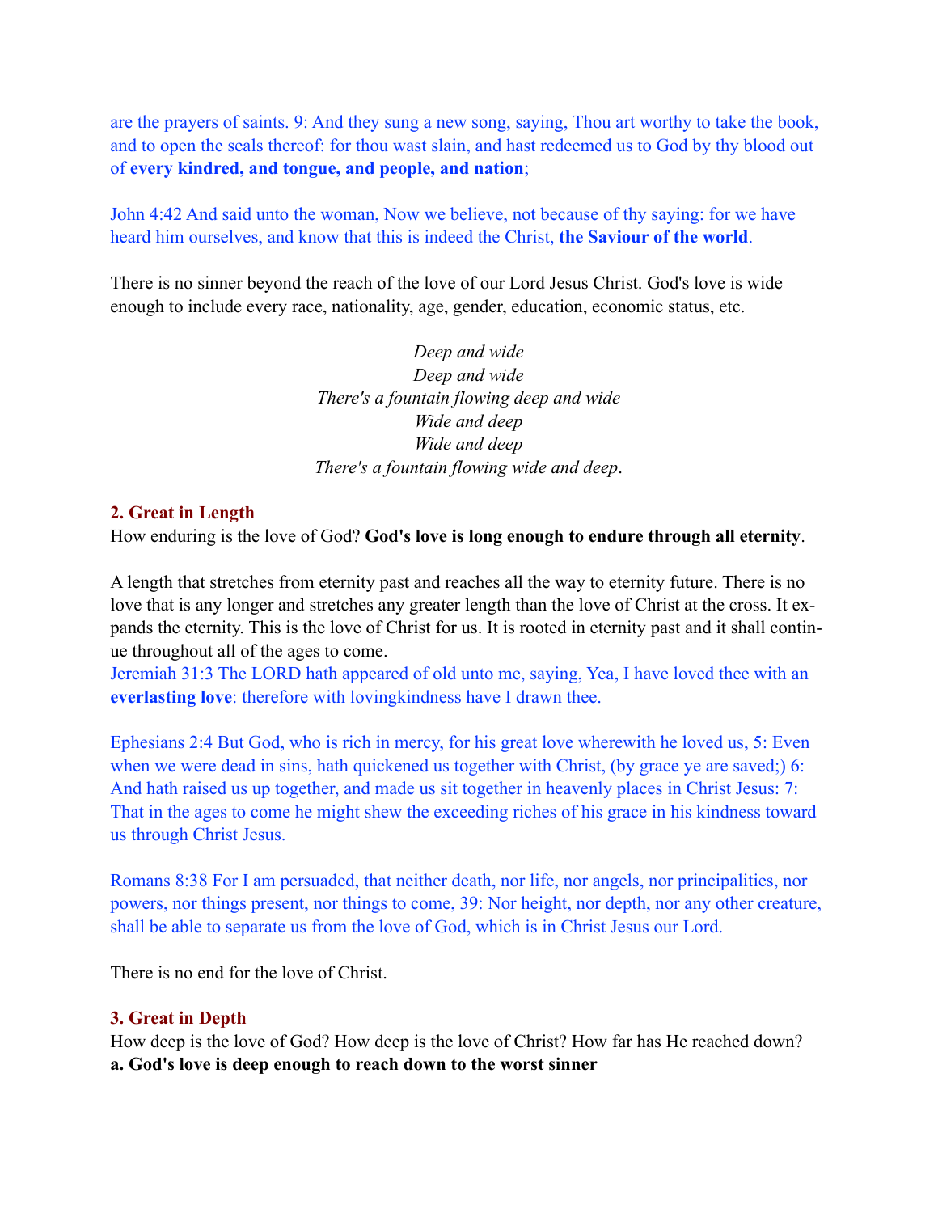are the prayers of saints. 9: And they sung a new song, saying, Thou art worthy to take the book, and to open the seals thereof: for thou wast slain, and hast redeemed us to God by thy blood out of **every kindred, and tongue, and people, and nation**;

John 4:42 And said unto the woman, Now we believe, not because of thy saying: for we have heard him ourselves, and know that this is indeed the Christ, **the Saviour of the world**.

There is no sinner beyond the reach of the love of our Lord Jesus Christ. God's love is wide enough to include every race, nationality, age, gender, education, economic status, etc.

*Deep and wide*
*Deep and wide*
*There's a fountain flowing deep and wide*
*Wide and deep*
*Wide and deep*
*There's a fountain flowing wide and deep*.

### 2. Great in Length

How enduring is the love of God? **God's love is long enough to endure through all eternity**.

A length that stretches from eternity past and reaches all the way to eternity future. There is no love that is any longer and stretches any greater length than the love of Christ at the cross. It expands the eternity. This is the love of Christ for us. It is rooted in eternity past and it shall continue throughout all of the ages to come.
Jeremiah 31:3 The LORD hath appeared of old unto me, saying, Yea, I have loved thee with an **everlasting love**: therefore with lovingkindness have I drawn thee.

Ephesians 2:4 But God, who is rich in mercy, for his great love wherewith he loved us, 5: Even when we were dead in sins, hath quickened us together with Christ, (by grace ye are saved;) 6: And hath raised us up together, and made us sit together in heavenly places in Christ Jesus: 7: That in the ages to come he might shew the exceeding riches of his grace in his kindness toward us through Christ Jesus.

Romans 8:38 For I am persuaded, that neither death, nor life, nor angels, nor principalities, nor powers, nor things present, nor things to come, 39: Nor height, nor depth, nor any other creature, shall be able to separate us from the love of God, which is in Christ Jesus our Lord.

There is no end for the love of Christ.

### 3. Great in Depth

How deep is the love of God? How deep is the love of Christ? How far has He reached down?
**a. God's love is deep enough to reach down to the worst sinner**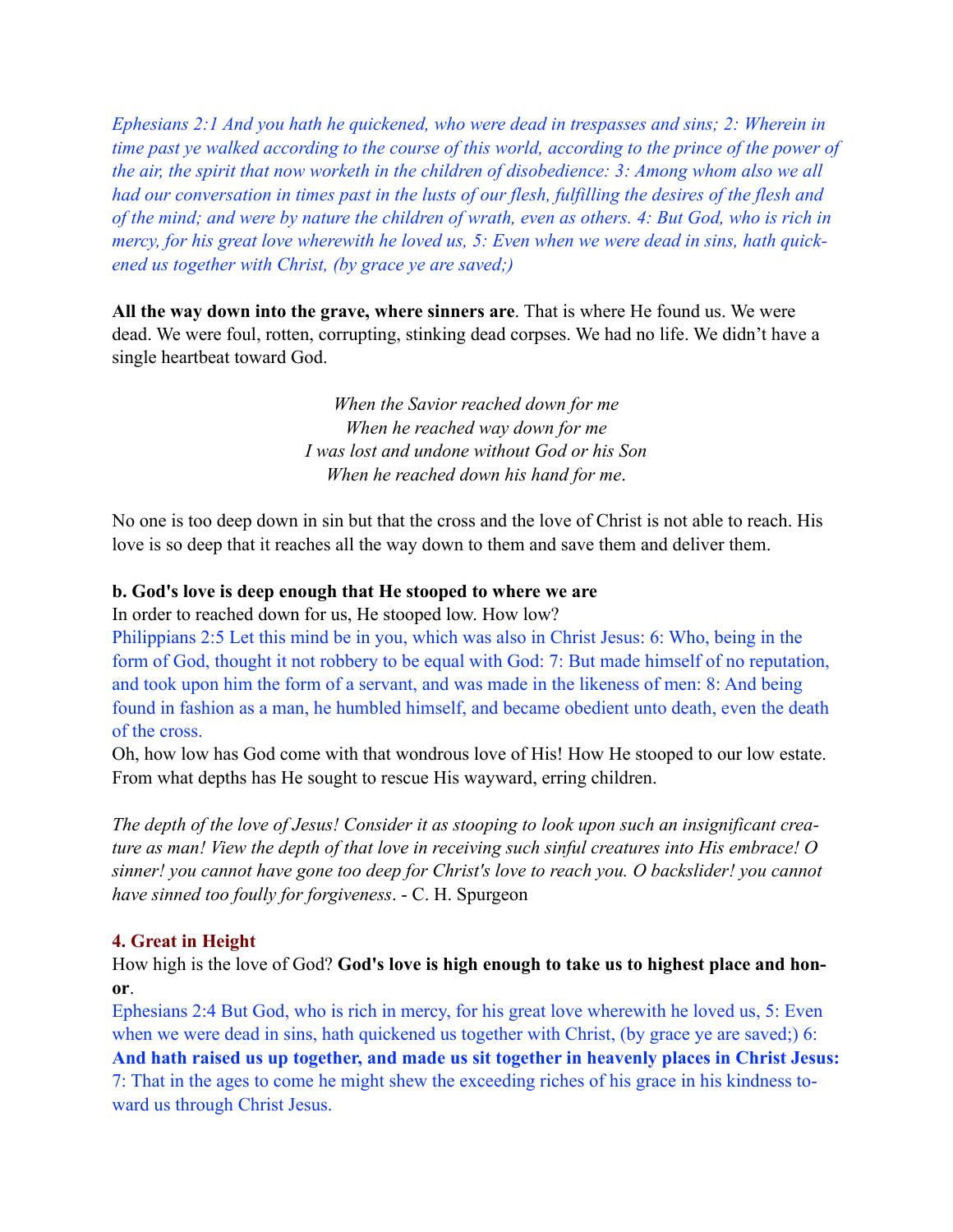*Ephesians 2:1 And you hath he quickened, who were dead in trespasses and sins; 2: Wherein in time past ye walked according to the course of this world, according to the prince of the power of the air, the spirit that now worketh in the children of disobedience: 3: Among whom also we all had our conversation in times past in the lusts of our flesh, fulfilling the desires of the flesh and of the mind; and were by nature the children of wrath, even as others. 4: But God, who is rich in mercy, for his great love wherewith he loved us, 5: Even when we were dead in sins, hath quickened us together with Christ, (by grace ye are saved;)*

**All the way down into the grave, where sinners are**. That is where He found us. We were dead. We were foul, rotten, corrupting, stinking dead corpses. We had no life. We didn't have a single heartbeat toward God.

*When the Savior reached down for me*
*When he reached way down for me*
*I was lost and undone without God or his Son*
*When he reached down his hand for me*.

No one is too deep down in sin but that the cross and the love of Christ is not able to reach. His love is so deep that it reaches all the way down to them and save them and deliver them.

**b. God's love is deep enough that He stooped to where we are**

In order to reached down for us, He stooped low. How low?

Philippians 2:5 Let this mind be in you, which was also in Christ Jesus: 6: Who, being in the form of God, thought it not robbery to be equal with God: 7: But made himself of no reputation, and took upon him the form of a servant, and was made in the likeness of men: 8: And being found in fashion as a man, he humbled himself, and became obedient unto death, even the death of the cross.

Oh, how low has God come with that wondrous love of His! How He stooped to our low estate. From what depths has He sought to rescue His wayward, erring children.

*The depth of the love of Jesus! Consider it as stooping to look upon such an insignificant creature as man! View the depth of that love in receiving such sinful creatures into His embrace! O sinner! you cannot have gone too deep for Christ's love to reach you. O backslider! you cannot have sinned too foully for forgiveness*. - C. H. Spurgeon

### 4. Great in Height

How high is the love of God? **God's love is high enough to take us to highest place and honor**.

Ephesians 2:4 But God, who is rich in mercy, for his great love wherewith he loved us, 5: Even when we were dead in sins, hath quickened us together with Christ, (by grace ye are saved;) 6: **And hath raised us up together, and made us sit together in heavenly places in Christ Jesus:** 7: That in the ages to come he might shew the exceeding riches of his grace in his kindness toward us through Christ Jesus.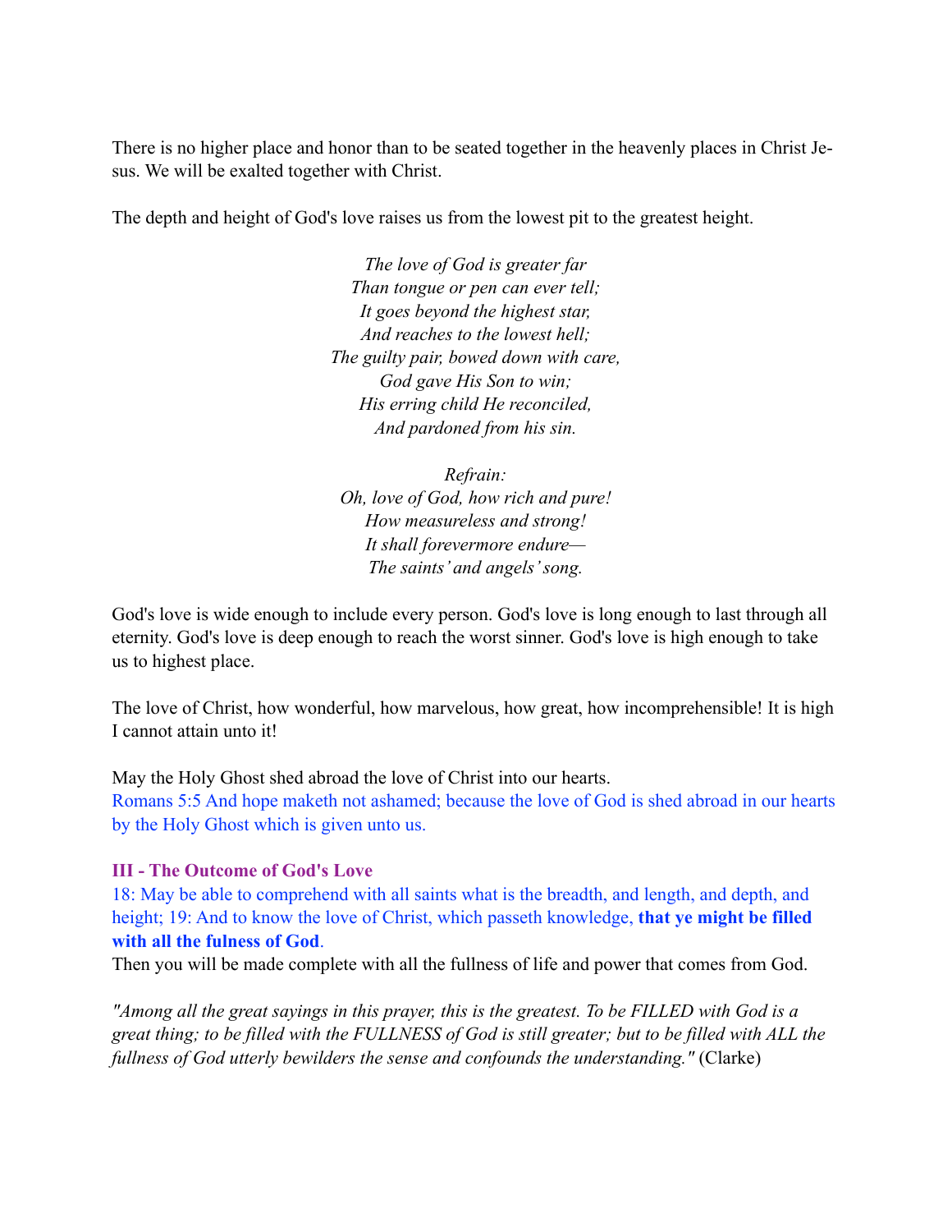There is no higher place and honor than to be seated together in the heavenly places in Christ Jesus. We will be exalted together with Christ.

The depth and height of God's love raises us from the lowest pit to the greatest height.

*The love of God is greater far*
*Than tongue or pen can ever tell;*
*It goes beyond the highest star,*
*And reaches to the lowest hell;*
*The guilty pair, bowed down with care,*
*God gave His Son to win;*
*His erring child He reconciled,*
*And pardoned from his sin.*

*Refrain:*
*Oh, love of God, how rich and pure!*
*How measureless and strong!*
*It shall forevermore endure—*
*The saints' and angels' song.*

God's love is wide enough to include every person. God's love is long enough to last through all eternity. God's love is deep enough to reach the worst sinner. God's love is high enough to take us to highest place.

The love of Christ, how wonderful, how marvelous, how great, how incomprehensible! It is high I cannot attain unto it!

May the Holy Ghost shed abroad the love of Christ into our hearts.
Romans 5:5 And hope maketh not ashamed; because the love of God is shed abroad in our hearts by the Holy Ghost which is given unto us.

### III - The Outcome of God's Love

18: May be able to comprehend with all saints what is the breadth, and length, and depth, and height; 19: And to know the love of Christ, which passeth knowledge, **that ye might be filled with all the fulness of God**.
Then you will be made complete with all the fullness of life and power that comes from God.

*"Among all the great sayings in this prayer, this is the greatest. To be FILLED with God is a great thing; to be filled with the FULLNESS of God is still greater; but to be filled with ALL the fullness of God utterly bewilders the sense and confounds the understanding."* (Clarke)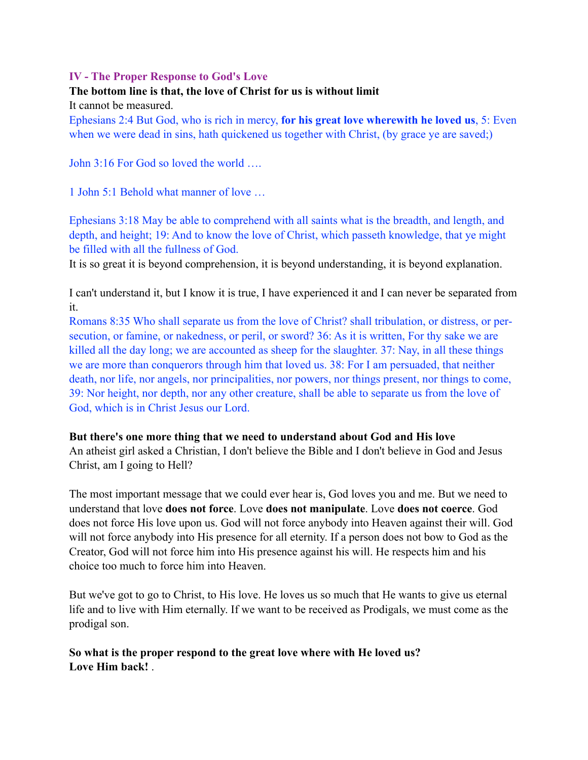## IV - The Proper Response to God's Love

**The bottom line is that, the love of Christ for us is without limit**

It cannot be measured.

Ephesians 2:4 But God, who is rich in mercy, **for his great love wherewith he loved us**, 5: Even when we were dead in sins, hath quickened us together with Christ, (by grace ye are saved;)

John 3:16 For God so loved the world ….

1 John 5:1 Behold what manner of love …

Ephesians 3:18 May be able to comprehend with all saints what is the breadth, and length, and depth, and height; 19: And to know the love of Christ, which passeth knowledge, that ye might be filled with all the fullness of God.

It is so great it is beyond comprehension, it is beyond understanding, it is beyond explanation.

I can't understand it, but I know it is true, I have experienced it and I can never be separated from it.

Romans 8:35 Who shall separate us from the love of Christ? shall tribulation, or distress, or persecution, or famine, or nakedness, or peril, or sword? 36: As it is written, For thy sake we are killed all the day long; we are accounted as sheep for the slaughter. 37: Nay, in all these things we are more than conquerors through him that loved us. 38: For I am persuaded, that neither death, nor life, nor angels, nor principalities, nor powers, nor things present, nor things to come, 39: Nor height, nor depth, nor any other creature, shall be able to separate us from the love of God, which is in Christ Jesus our Lord.

**But there's one more thing that we need to understand about God and His love**

An atheist girl asked a Christian, I don't believe the Bible and I don't believe in God and Jesus Christ, am I going to Hell?

The most important message that we could ever hear is, God loves you and me. But we need to understand that love **does not force**. Love **does not manipulate**. Love **does not coerce**. God does not force His love upon us. God will not force anybody into Heaven against their will. God will not force anybody into His presence for all eternity. If a person does not bow to God as the Creator, God will not force him into His presence against his will. He respects him and his choice too much to force him into Heaven.

But we've got to go to Christ, to His love. He loves us so much that He wants to give us eternal life and to live with Him eternally. If we want to be received as Prodigals, we must come as the prodigal son.

**So what is the proper respond to the great love where with He loved us?**
**Love Him back!** .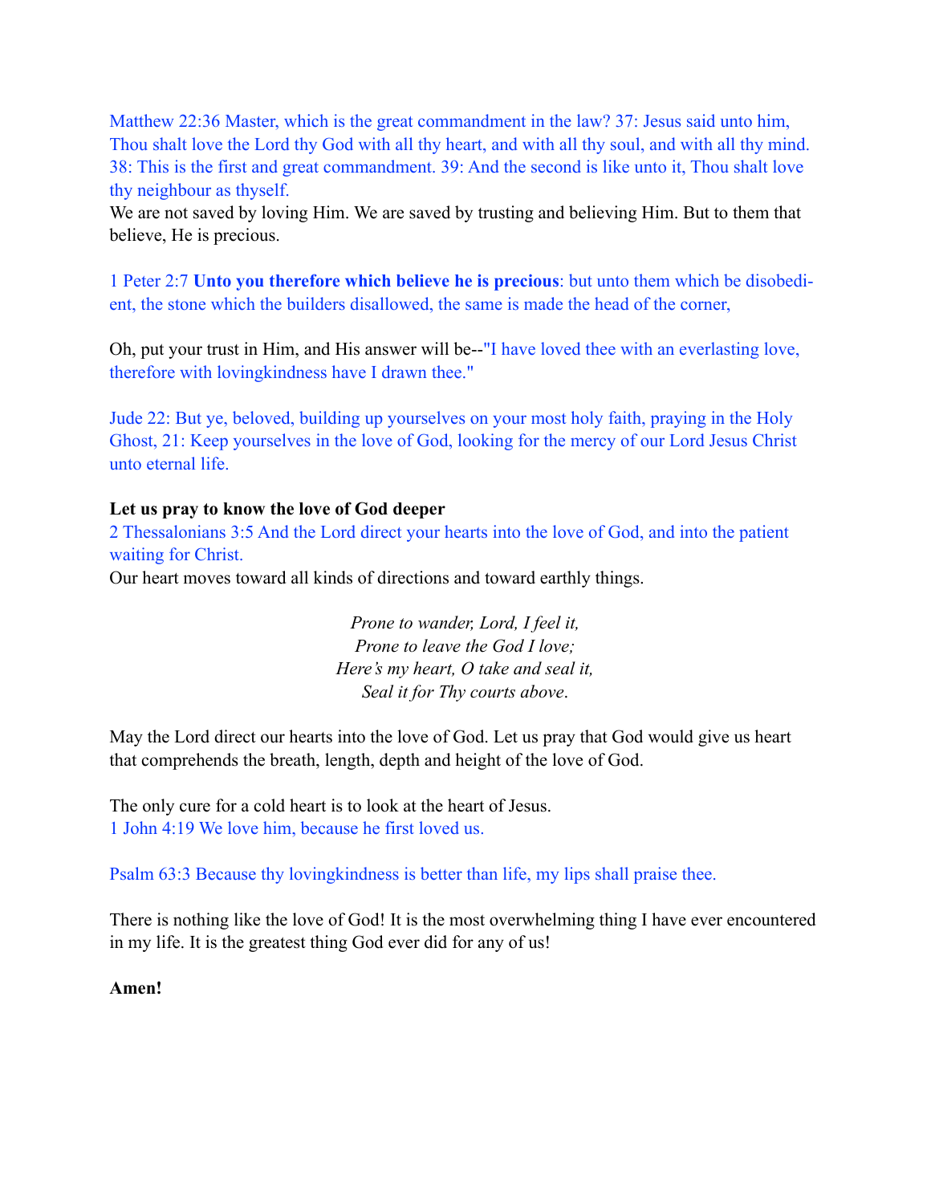Matthew 22:36 Master, which is the great commandment in the law? 37: Jesus said unto him, Thou shalt love the Lord thy God with all thy heart, and with all thy soul, and with all thy mind. 38: This is the first and great commandment. 39: And the second is like unto it, Thou shalt love thy neighbour as thyself.

We are not saved by loving Him. We are saved by trusting and believing Him. But to them that believe, He is precious.

1 Peter 2:7 **Unto you therefore which believe he is precious**: but unto them which be disobedient, the stone which the builders disallowed, the same is made the head of the corner,

Oh, put your trust in Him, and His answer will be--"I have loved thee with an everlasting love, therefore with lovingkindness have I drawn thee."

Jude 22: But ye, beloved, building up yourselves on your most holy faith, praying in the Holy Ghost, 21: Keep yourselves in the love of God, looking for the mercy of our Lord Jesus Christ unto eternal life.

**Let us pray to know the love of God deeper**

2 Thessalonians 3:5 And the Lord direct your hearts into the love of God, and into the patient waiting for Christ.

Our heart moves toward all kinds of directions and toward earthly things.

*Prone to wander, Lord, I feel it,*
*Prone to leave the God I love;*
*Here's my heart, O take and seal it,*
*Seal it for Thy courts above.*

May the Lord direct our hearts into the love of God. Let us pray that God would give us heart that comprehends the breath, length, depth and height of the love of God.

The only cure for a cold heart is to look at the heart of Jesus.

1 John 4:19 We love him, because he first loved us.

Psalm 63:3 Because thy lovingkindness is better than life, my lips shall praise thee.

There is nothing like the love of God! It is the most overwhelming thing I have ever encountered in my life. It is the greatest thing God ever did for any of us!

**Amen!**